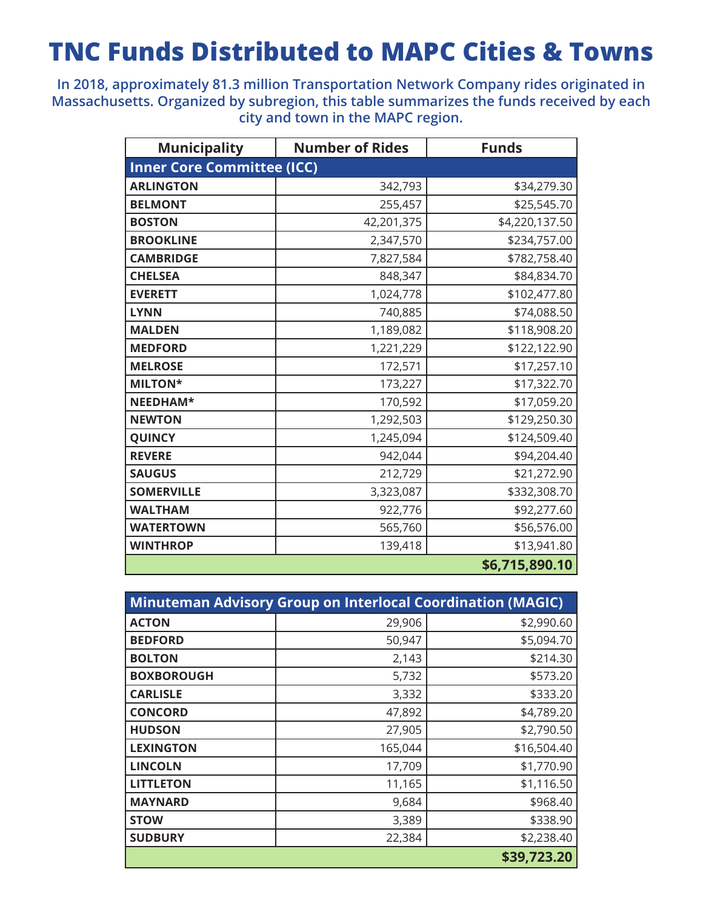# TNC Funds Distributed to MAPC Cities & Towns

**In 2018, approximately 81.3 million Transportation Network Company rides originated in Massachusetts. Organized by subregion, this table summarizes the funds received by each city and town in the MAPC region.**

| Municipality | Number of Rides | Funds |
|---|---|---|
| **Inner Core Committee (ICC)** | | |
| **ARLINGTON** | 342,793 | $34,279.30 |
| **BELMONT** | 255,457 | $25,545.70 |
| **BOSTON** | 42,201,375 | $4,220,137.50 |
| **BROOKLINE** | 2,347,570 | $234,757.00 |
| **CAMBRIDGE** | 7,827,584 | $782,758.40 |
| **CHELSEA** | 848,347 | $84,834.70 |
| **EVERETT** | 1,024,778 | $102,477.80 |
| **LYNN** | 740,885 | $74,088.50 |
| **MALDEN** | 1,189,082 | $118,908.20 |
| **MEDFORD** | 1,221,229 | $122,122.90 |
| **MELROSE** | 172,571 | $17,257.10 |
| **MILTON*** | 173,227 | $17,322.70 |
| **NEEDHAM*** | 170,592 | $17,059.20 |
| **NEWTON** | 1,292,503 | $129,250.30 |
| **QUINCY** | 1,245,094 | $124,509.40 |
| **REVERE** | 942,044 | $94,204.40 |
| **SAUGUS** | 212,729 | $21,272.90 |
| **SOMERVILLE** | 3,323,087 | $332,308.70 |
| **WALTHAM** | 922,776 | $92,277.60 |
| **WATERTOWN** | 565,760 | $56,576.00 |
| **WINTHROP** | 139,418 | $13,941.80 |
| | | **$6,715,890.10** |

| | | |
|---|---|---|
| **Minuteman Advisory Group on Interlocal Coordination (MAGIC)** | | |
| **ACTON** | 29,906 | $2,990.60 |
| **BEDFORD** | 50,947 | $5,094.70 |
| **BOLTON** | 2,143 | $214.30 |
| **BOXBOROUGH** | 5,732 | $573.20 |
| **CARLISLE** | 3,332 | $333.20 |
| **CONCORD** | 47,892 | $4,789.20 |
| **HUDSON** | 27,905 | $2,790.50 |
| **LEXINGTON** | 165,044 | $16,504.40 |
| **LINCOLN** | 17,709 | $1,770.90 |
| **LITTLETON** | 11,165 | $1,116.50 |
| **MAYNARD** | 9,684 | $968.40 |
| **STOW** | 3,389 | $338.90 |
| **SUDBURY** | 22,384 | $2,238.40 |
| | | **$39,723.20** |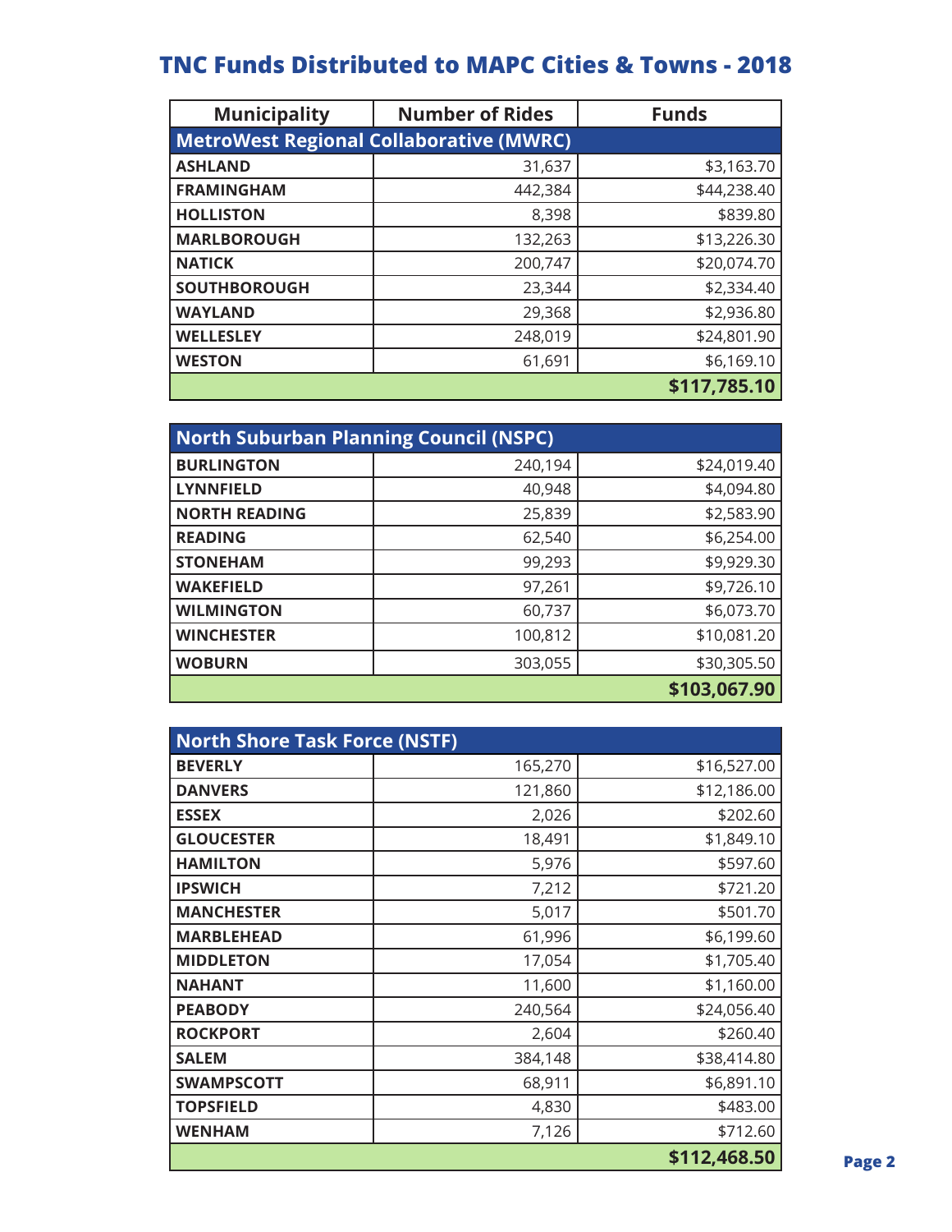# TNC Funds Distributed to MAPC Cities & Towns - 2018

| Municipality | Number of Rides | Funds |
|---|---|---|
| **MetroWest Regional Collaborative (MWRC)** | | |
| **ASHLAND** | 31,637 | $3,163.70 |
| **FRAMINGHAM** | 442,384 | $44,238.40 |
| **HOLLISTON** | 8,398 | $839.80 |
| **MARLBOROUGH** | 132,263 | $13,226.30 |
| **NATICK** | 200,747 | $20,074.70 |
| **SOUTHBOROUGH** | 23,344 | $2,334.40 |
| **WAYLAND** | 29,368 | $2,936.80 |
| **WELLESLEY** | 248,019 | $24,801.90 |
| **WESTON** | 61,691 | $6,169.10 |
| | | **$117,785.10** |
| **North Suburban Planning Council (NSPC)** | | |
| **BURLINGTON** | 240,194 | $24,019.40 |
| **LYNNFIELD** | 40,948 | $4,094.80 |
| **NORTH READING** | 25,839 | $2,583.90 |
| **READING** | 62,540 | $6,254.00 |
| **STONEHAM** | 99,293 | $9,929.30 |
| **WAKEFIELD** | 97,261 | $9,726.10 |
| **WILMINGTON** | 60,737 | $6,073.70 |
| **WINCHESTER** | 100,812 | $10,081.20 |
| **WOBURN** | 303,055 | $30,305.50 |
| | | **$103,067.90** |
| **North Shore Task Force (NSTF)** | | |
| **BEVERLY** | 165,270 | $16,527.00 |
| **DANVERS** | 121,860 | $12,186.00 |
| **ESSEX** | 2,026 | $202.60 |
| **GLOUCESTER** | 18,491 | $1,849.10 |
| **HAMILTON** | 5,976 | $597.60 |
| **IPSWICH** | 7,212 | $721.20 |
| **MANCHESTER** | 5,017 | $501.70 |
| **MARBLEHEAD** | 61,996 | $6,199.60 |
| **MIDDLETON** | 17,054 | $1,705.40 |
| **NAHANT** | 11,600 | $1,160.00 |
| **PEABODY** | 240,564 | $24,056.40 |
| **ROCKPORT** | 2,604 | $260.40 |
| **SALEM** | 384,148 | $38,414.80 |
| **SWAMPSCOTT** | 68,911 | $6,891.10 |
| **TOPSFIELD** | 4,830 | $483.00 |
| **WENHAM** | 7,126 | $712.60 |
| | | **$112,468.50** |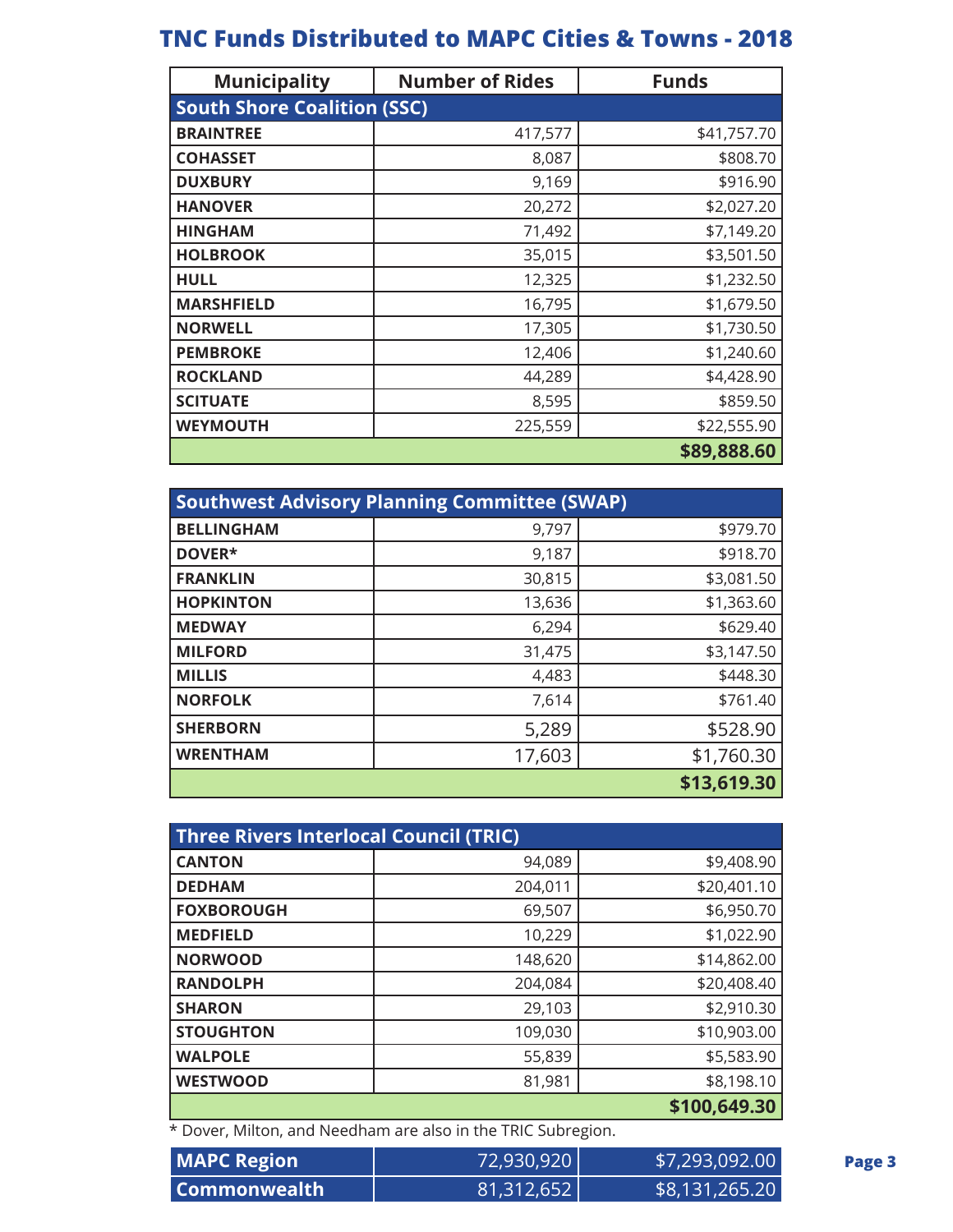# TNC Funds Distributed to MAPC Cities & Towns - 2018

| Municipality | Number of Rides | Funds |
|---|---|---|
| **South Shore Coalition (SSC)** | | |
| **BRAINTREE** | 417,577 | $41,757.70 |
| **COHASSET** | 8,087 | $808.70 |
| **DUXBURY** | 9,169 | $916.90 |
| **HANOVER** | 20,272 | $2,027.20 |
| **HINGHAM** | 71,492 | $7,149.20 |
| **HOLBROOK** | 35,015 | $3,501.50 |
| **HULL** | 12,325 | $1,232.50 |
| **MARSHFIELD** | 16,795 | $1,679.50 |
| **NORWELL** | 17,305 | $1,730.50 |
| **PEMBROKE** | 12,406 | $1,240.60 |
| **ROCKLAND** | 44,289 | $4,428.90 |
| **SCITUATE** | 8,595 | $859.50 |
| **WEYMOUTH** | 225,559 | $22,555.90 |
| | | **$89,888.60** |

| | | |
|---|---|---|
| **Southwest Advisory Planning Committee (SWAP)** | | |
| **BELLINGHAM** | 9,797 | $979.70 |
| **DOVER*** | 9,187 | $918.70 |
| **FRANKLIN** | 30,815 | $3,081.50 |
| **HOPKINTON** | 13,636 | $1,363.60 |
| **MEDWAY** | 6,294 | $629.40 |
| **MILFORD** | 31,475 | $3,147.50 |
| **MILLIS** | 4,483 | $448.30 |
| **NORFOLK** | 7,614 | $761.40 |
| **SHERBORN** | 5,289 | $528.90 |
| **WRENTHAM** | 17,603 | $1,760.30 |
| | | **$13,619.30** |

| | | |
|---|---|---|
| **Three Rivers Interlocal Council (TRIC)** | | |
| **CANTON** | 94,089 | $9,408.90 |
| **DEDHAM** | 204,011 | $20,401.10 |
| **FOXBOROUGH** | 69,507 | $6,950.70 |
| **MEDFIELD** | 10,229 | $1,022.90 |
| **NORWOOD** | 148,620 | $14,862.00 |
| **RANDOLPH** | 204,084 | $20,408.40 |
| **SHARON** | 29,103 | $2,910.30 |
| **STOUGHTON** | 109,030 | $10,903.00 |
| **WALPOLE** | 55,839 | $5,583.90 |
| **WESTWOOD** | 81,981 | $8,198.10 |
| | | **$100,649.30** |

* Dover, Milton, and Needham are also in the TRIC Subregion.

| | | |
|---|---|---|
| **MAPC Region** | 72,930,920 | $7,293,092.00 |
| **Commonwealth** | 81,312,652 | $8,131,265.20 |